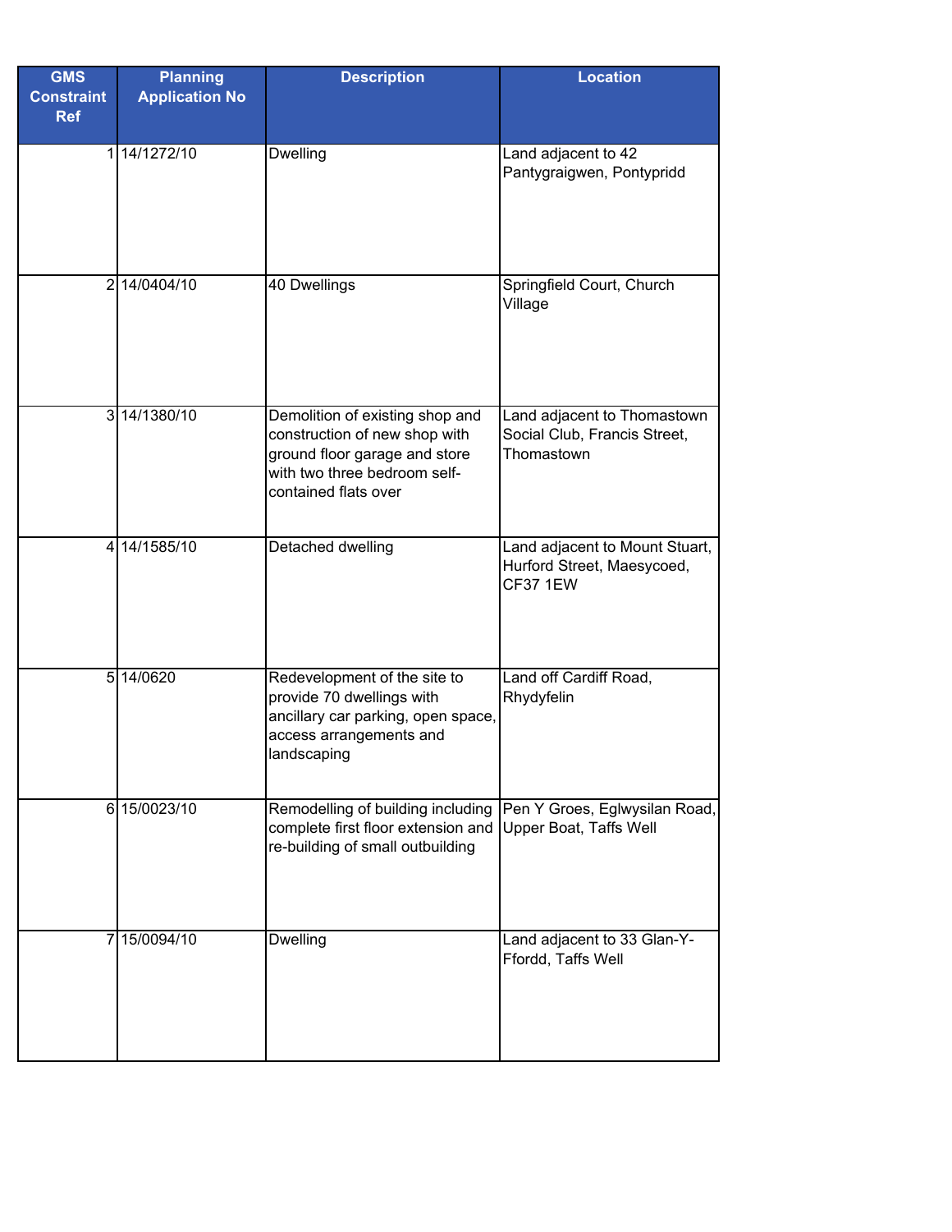| GMS Constraint Ref | Planning Application No | Description | Location |
|---|---|---|---|
| 1 | 14/1272/10 | Dwelling | Land adjacent to 42 Pantygraigwen, Pontypridd |
| 2 | 14/0404/10 | 40 Dwellings | Springfield Court, Church Village |
| 3 | 14/1380/10 | Demolition of existing shop and construction of new shop with ground floor garage and store with two three bedroom self-contained flats over | Land adjacent to Thomastown Social Club, Francis Street, Thomastown |
| 4 | 14/1585/10 | Detached dwelling | Land adjacent to Mount Stuart, Hurford Street, Maesycoed, CF37 1EW |
| 5 | 14/0620 | Redevelopment of the site to provide 70 dwellings with ancillary car parking, open space, access arrangements and landscaping | Land off Cardiff Road, Rhydyfelin |
| 6 | 15/0023/10 | Remodelling of building including complete first floor extension and re-building of small outbuilding | Pen Y Groes, Eglwysilan Road, Upper Boat, Taffs Well |
| 7 | 15/0094/10 | Dwelling | Land adjacent to 33 Glan-Y-Ffordd, Taffs Well |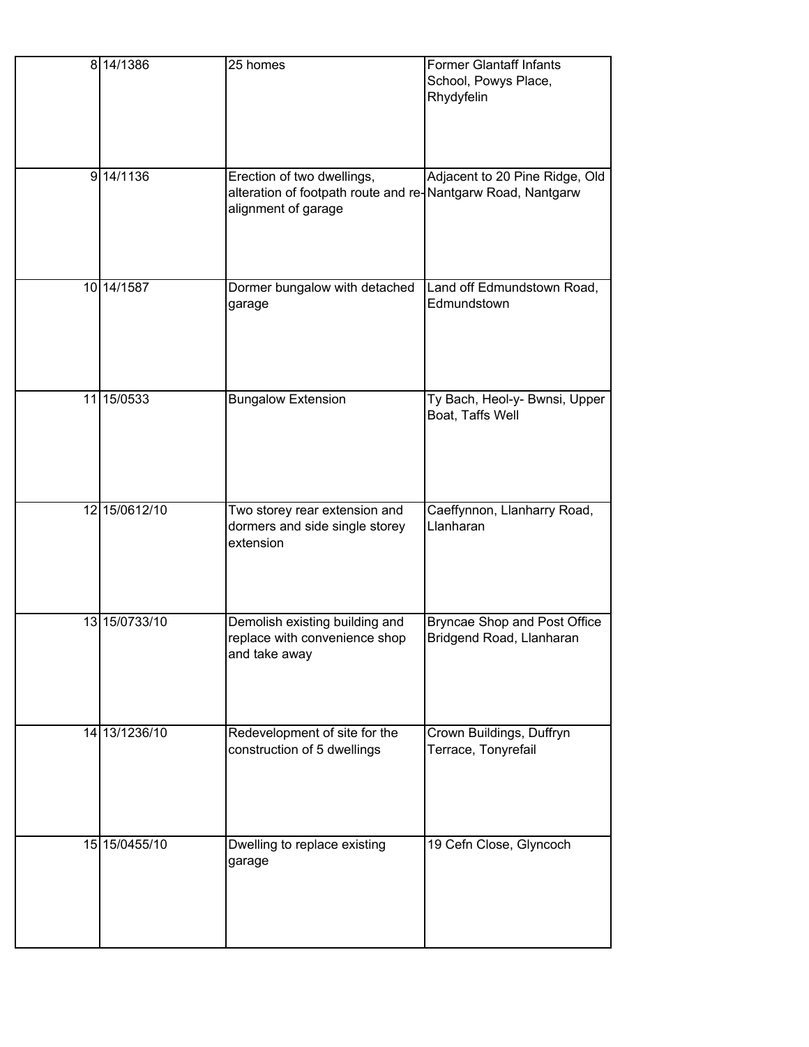| | | | |
|---|---|---|---|
| 8 | 14/1386 | 25 homes | Former Glantaff Infants School, Powys Place, Rhydyfelin |
| 9 | 14/1136 | Erection of two dwellings, alteration of footpath route and re-alignment of garage | Adjacent to 20 Pine Ridge, Old Nantgarw Road, Nantgarw |
| 10 | 14/1587 | Dormer bungalow with detached garage | Land off Edmundstown Road, Edmundstown |
| 11 | 15/0533 | Bungalow Extension | Ty Bach, Heol-y- Bwnsi, Upper Boat, Taffs Well |
| 12 | 15/0612/10 | Two storey rear extension and dormers and side single storey extension | Caeffynnon, Llanharry Road, Llanharan |
| 13 | 15/0733/10 | Demolish existing building and replace with convenience shop and take away | Bryncae Shop and Post Office Bridgend Road, Llanharan |
| 14 | 13/1236/10 | Redevelopment of site for the construction of 5 dwellings | Crown Buildings, Duffryn Terrace, Tonyrefail |
| 15 | 15/0455/10 | Dwelling to replace existing garage | 19 Cefn Close, Glyncoch |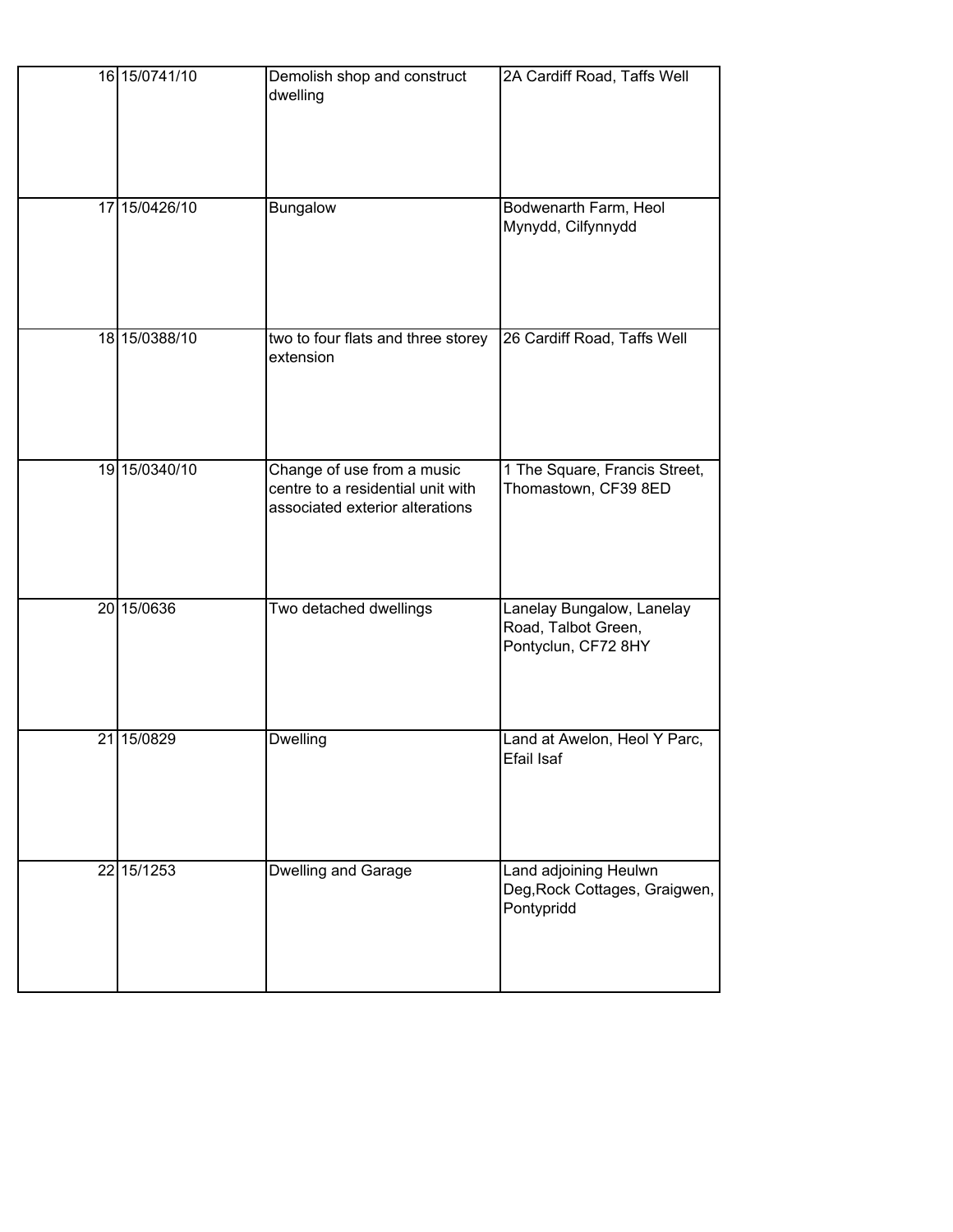| | | | |
|---|---|---|---|
| 16 | 15/0741/10 | Demolish shop and construct dwelling | 2A Cardiff Road, Taffs Well |
| 17 | 15/0426/10 | Bungalow | Bodwenarth Farm, Heol Mynydd, Cilfynnydd |
| 18 | 15/0388/10 | two to four flats and three storey extension | 26 Cardiff Road, Taffs Well |
| 19 | 15/0340/10 | Change of use from a music centre to a residential unit with associated exterior alterations | 1 The Square, Francis Street, Thomastown, CF39 8ED |
| 20 | 15/0636 | Two detached dwellings | Lanelay Bungalow, Lanelay Road, Talbot Green, Pontyclun, CF72 8HY |
| 21 | 15/0829 | Dwelling | Land at Awelon, Heol Y Parc, Efail Isaf |
| 22 | 15/1253 | Dwelling and Garage | Land adjoining Heulwn Deg,Rock Cottages, Graigwen, Pontypridd |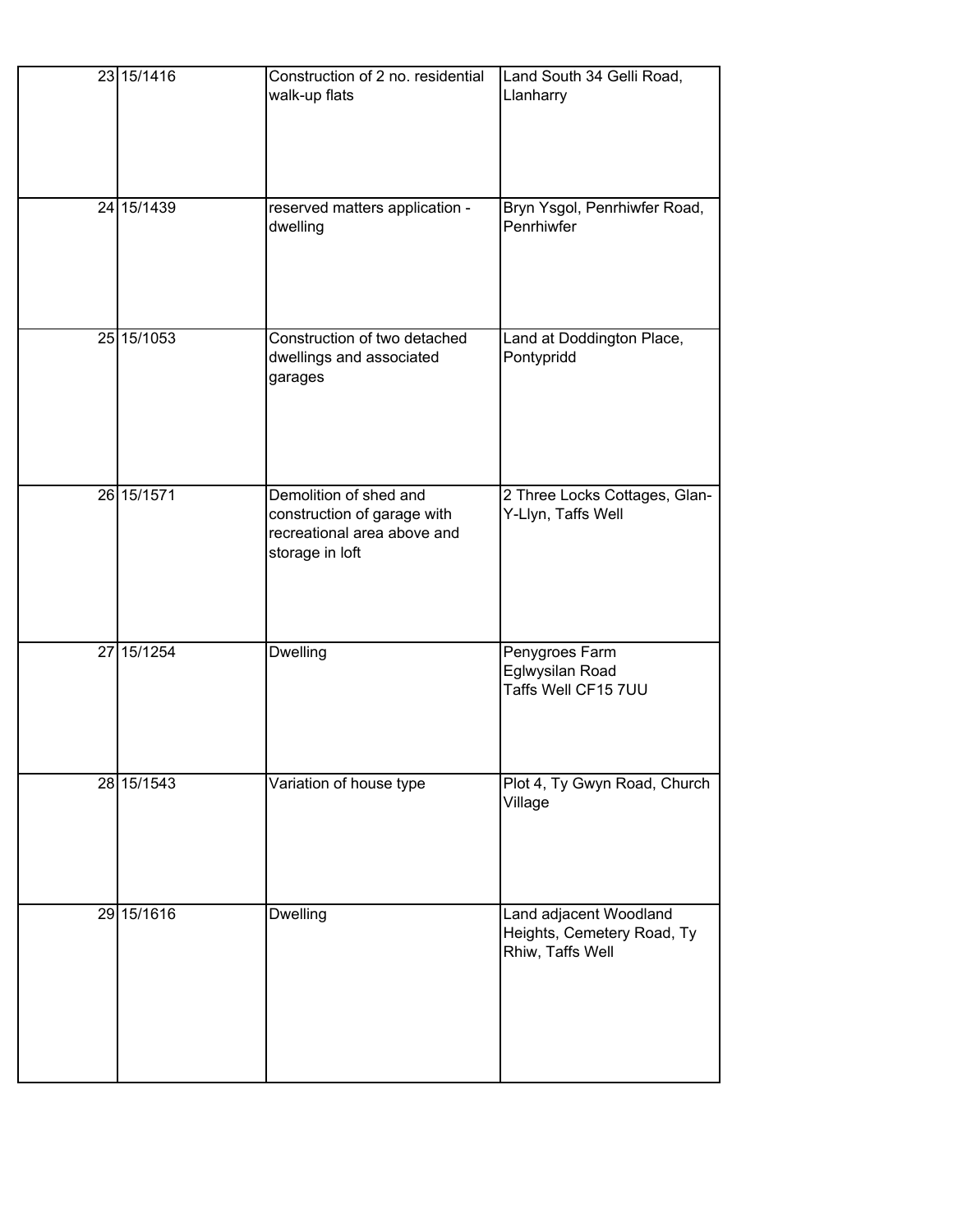| | | | |
|---|---|---|---|
| 23 | 15/1416 | Construction of 2 no. residential walk-up flats | Land South 34 Gelli Road, Llanharry |
| 24 | 15/1439 | reserved matters application - dwelling | Bryn Ysgol, Penrhiwfer Road, Penrhiwfer |
| 25 | 15/1053 | Construction of two detached dwellings and associated garages | Land at Doddington Place, Pontypridd |
| 26 | 15/1571 | Demolition of shed and construction of garage with recreational area above and storage in loft | 2 Three Locks Cottages, Glan-Y-Llyn, Taffs Well |
| 27 | 15/1254 | Dwelling | Penygroes Farm Eglwysilan Road Taffs Well CF15 7UU |
| 28 | 15/1543 | Variation of house type | Plot 4, Ty Gwyn Road, Church Village |
| 29 | 15/1616 | Dwelling | Land adjacent Woodland Heights, Cemetery Road, Ty Rhiw, Taffs Well |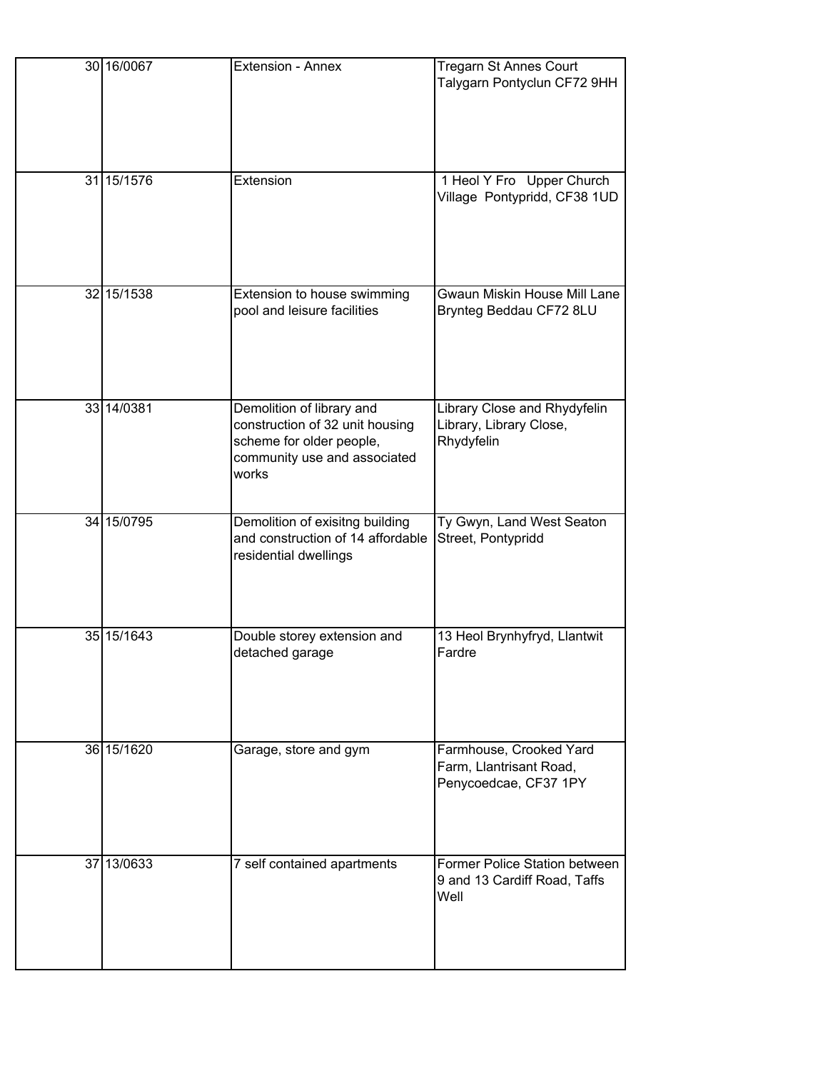| | | | |
|---|---|---|---|
| 30 | 16/0067 | Extension - Annex | Tregarn St Annes Court Talygarn Pontyclun CF72 9HH |
| 31 | 15/1576 | Extension | 1 Heol Y Fro Upper Church Village Pontypridd, CF38 1UD |
| 32 | 15/1538 | Extension to house swimming pool and leisure facilities | Gwaun Miskin House Mill Lane Brynteg Beddau CF72 8LU |
| 33 | 14/0381 | Demolition of library and construction of 32 unit housing scheme for older people, community use and associated works | Library Close and Rhydyfelin Library, Library Close, Rhydyfelin |
| 34 | 15/0795 | Demolition of exisitng building and construction of 14 affordable residential dwellings | Ty Gwyn, Land West Seaton Street, Pontypridd |
| 35 | 15/1643 | Double storey extension and detached garage | 13 Heol Brynhyfryd, Llantwit Fardre |
| 36 | 15/1620 | Garage, store and gym | Farmhouse, Crooked Yard Farm, Llantrisant Road, Penycoedcae, CF37 1PY |
| 37 | 13/0633 | 7 self contained apartments | Former Police Station between 9 and 13 Cardiff Road, Taffs Well |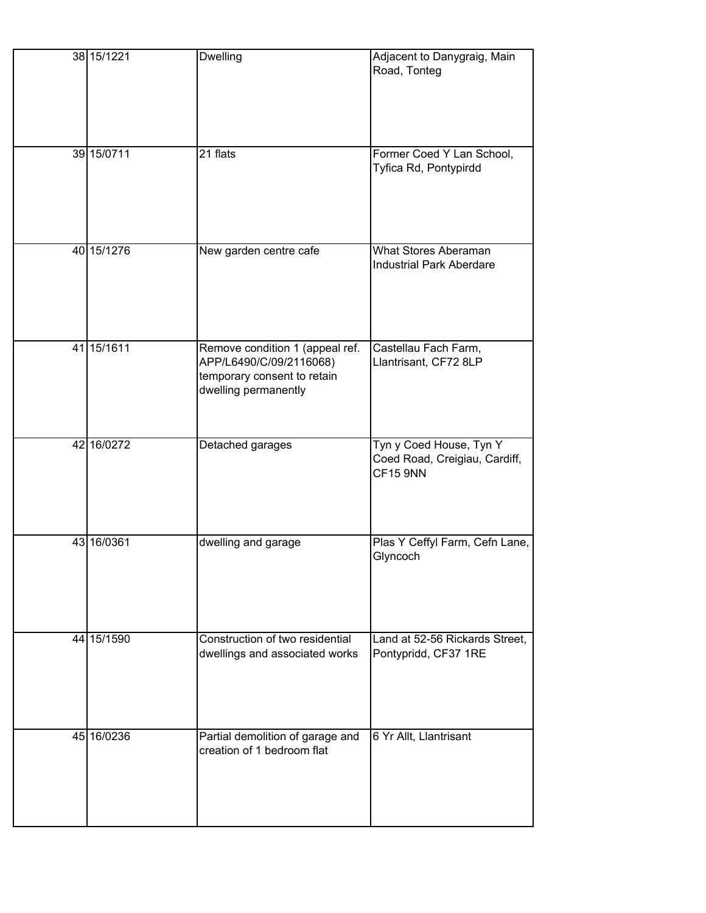| | | | |
|---|---|---|---|
| 38 | 15/1221 | Dwelling | Adjacent to Danygraig, Main Road, Tonteg |
| 39 | 15/0711 | 21 flats | Former Coed Y Lan School, Tyfica Rd, Pontypirdd |
| 40 | 15/1276 | New garden centre cafe | What Stores Aberaman Industrial Park Aberdare |
| 41 | 15/1611 | Remove condition 1 (appeal ref. APP/L6490/C/09/2116068) temporary consent to retain dwelling permanently | Castellau Fach Farm, Llantrisant, CF72 8LP |
| 42 | 16/0272 | Detached garages | Tyn y Coed House, Tyn Y Coed Road, Creigiau, Cardiff, CF15 9NN |
| 43 | 16/0361 | dwelling and garage | Plas Y Ceffyl Farm, Cefn Lane, Glyncoch |
| 44 | 15/1590 | Construction of two residential dwellings and associated works | Land at 52-56 Rickards Street, Pontypridd, CF37 1RE |
| 45 | 16/0236 | Partial demolition of garage and creation of 1 bedroom flat | 6 Yr Allt, Llantrisant |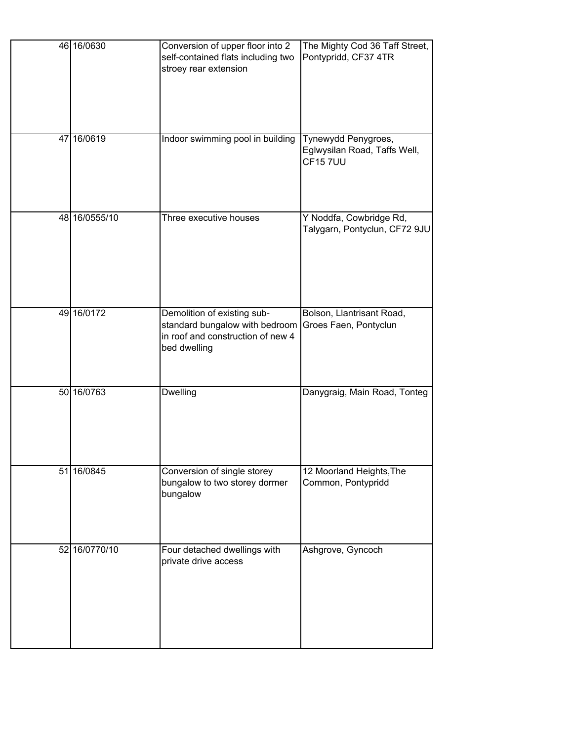| | | | |
|---|---|---|---|
| 46 | 16/0630 | Conversion of upper floor into 2 self-contained flats including two stroey rear extension | The Mighty Cod 36 Taff Street, Pontypridd, CF37 4TR |
| 47 | 16/0619 | Indoor swimming pool in building | Tynewydd Penygroes, Eglwysilan Road, Taffs Well, CF15 7UU |
| 48 | 16/0555/10 | Three executive houses | Y Noddfa, Cowbridge Rd, Talygarn, Pontyclun, CF72 9JU |
| 49 | 16/0172 | Demolition of existing sub-standard bungalow with bedroom in roof and construction of new 4 bed dwelling | Bolson, Llantrisant Road, Groes Faen, Pontyclun |
| 50 | 16/0763 | Dwelling | Danygraig, Main Road, Tonteg |
| 51 | 16/0845 | Conversion of single storey bungalow to two storey dormer bungalow | 12 Moorland Heights,The Common, Pontypridd |
| 52 | 16/0770/10 | Four detached dwellings with private drive access | Ashgrove, Gyncoch |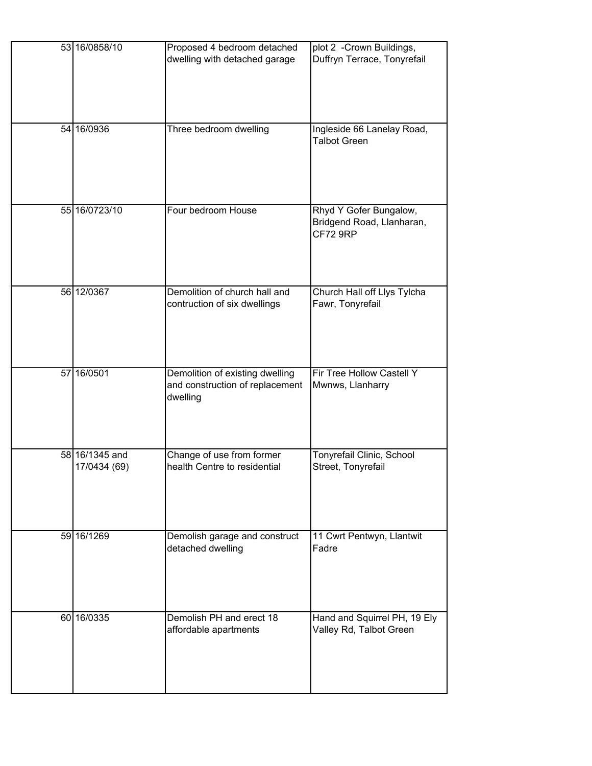| | | | |
|---|---|---|---|
| 53 | 16/0858/10 | Proposed 4 bedroom detached dwelling with detached garage | plot 2 -Crown Buildings, Duffryn Terrace, Tonyrefail |
| 54 | 16/0936 | Three bedroom dwelling | Ingleside 66 Lanelay Road, Talbot Green |
| 55 | 16/0723/10 | Four bedroom House | Rhyd Y Gofer Bungalow, Bridgend Road, Llanharan, CF72 9RP |
| 56 | 12/0367 | Demolition of church hall and contruction of six dwellings | Church Hall off Llys Tylcha Fawr, Tonyrefail |
| 57 | 16/0501 | Demolition of existing dwelling and construction of replacement dwelling | Fir Tree Hollow Castell Y Mwnws, Llanharry |
| 58 | 16/1345 and 17/0434 (69) | Change of use from former health Centre to residential | Tonyrefail Clinic, School Street, Tonyrefail |
| 59 | 16/1269 | Demolish garage and construct detached dwelling | 11 Cwrt Pentwyn, Llantwit Fadre |
| 60 | 16/0335 | Demolish PH and erect 18 affordable apartments | Hand and Squirrel PH, 19 Ely Valley Rd, Talbot Green |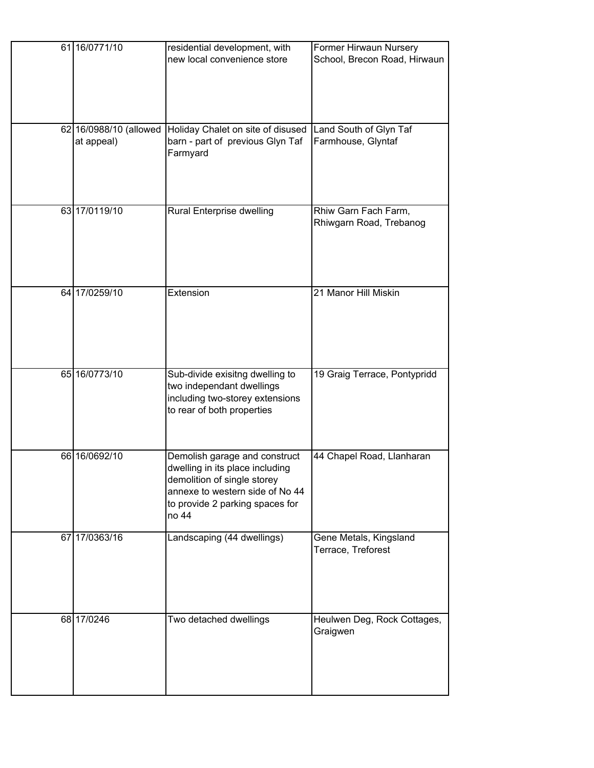| | | | |
|---|---|---|---|
| 61 | 16/0771/10 | residential development, with new local convenience store | Former Hirwaun Nursery School, Brecon Road, Hirwaun |
| 62 | 16/0988/10 (allowed at appeal) | Holiday Chalet on site of disused barn - part of previous Glyn Taf Farmyard | Land South of Glyn Taf Farmhouse, Glyntaf |
| 63 | 17/0119/10 | Rural Enterprise dwelling | Rhiw Garn Fach Farm, Rhiwgarn Road, Trebanog |
| 64 | 17/0259/10 | Extension | 21 Manor Hill Miskin |
| 65 | 16/0773/10 | Sub-divide exisitng dwelling to two independant dwellings including two-storey extensions to rear of both properties | 19 Graig Terrace, Pontypridd |
| 66 | 16/0692/10 | Demolish garage and construct dwelling in its place including demolition of single storey annexe to western side of No 44 to provide 2 parking spaces for no 44 | 44 Chapel Road, Llanharan |
| 67 | 17/0363/16 | Landscaping (44 dwellings) | Gene Metals, Kingsland Terrace, Treforest |
| 68 | 17/0246 | Two detached dwellings | Heulwen Deg, Rock Cottages, Graigwen |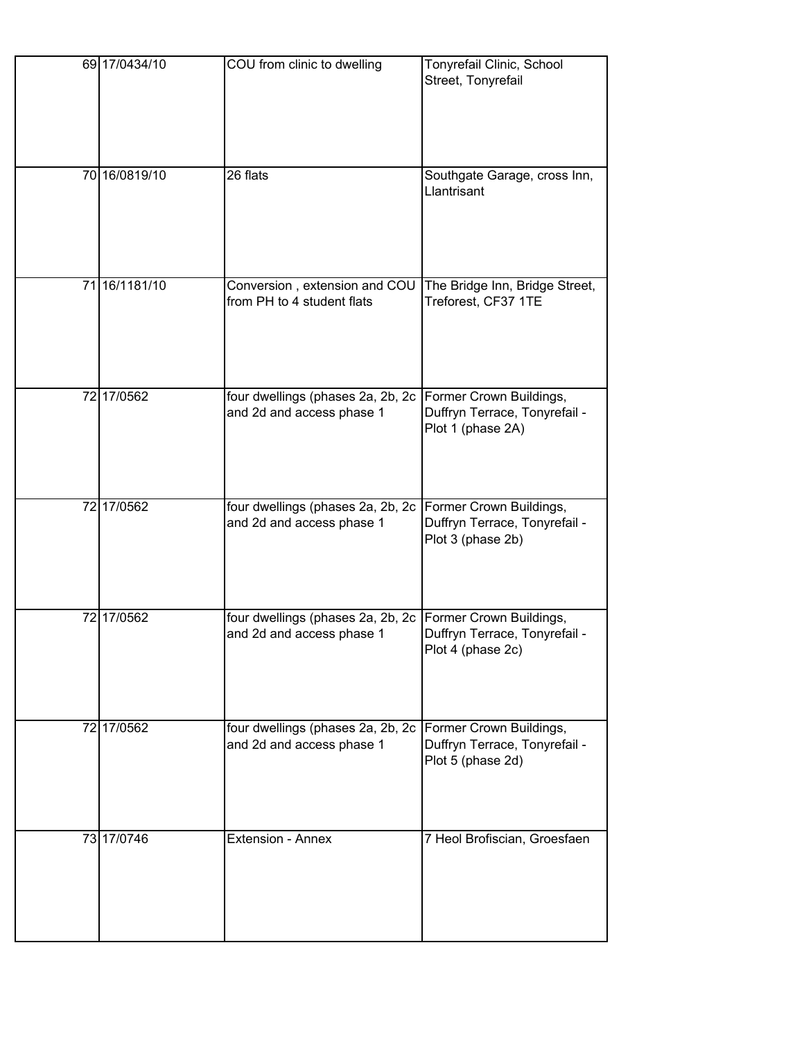| | | | |
|---|---|---|---|
| 69 | 17/0434/10 | COU from clinic to dwelling | Tonyrefail Clinic, School Street, Tonyrefail |
| 70 | 16/0819/10 | 26 flats | Southgate Garage, cross Inn, Llantrisant |
| 71 | 16/1181/10 | Conversion , extension and COU from PH to 4 student flats | The Bridge Inn, Bridge Street, Treforest, CF37 1TE |
| 72 | 17/0562 | four dwellings (phases 2a, 2b, 2c and 2d and access phase 1 | Former Crown Buildings, Duffryn Terrace, Tonyrefail - Plot 1 (phase 2A) |
| 72 | 17/0562 | four dwellings (phases 2a, 2b, 2c and 2d and access phase 1 | Former Crown Buildings, Duffryn Terrace, Tonyrefail - Plot 3 (phase 2b) |
| 72 | 17/0562 | four dwellings (phases 2a, 2b, 2c and 2d and access phase 1 | Former Crown Buildings, Duffryn Terrace, Tonyrefail - Plot 4 (phase 2c) |
| 72 | 17/0562 | four dwellings (phases 2a, 2b, 2c and 2d and access phase 1 | Former Crown Buildings, Duffryn Terrace, Tonyrefail - Plot 5 (phase 2d) |
| 73 | 17/0746 | Extension - Annex | 7 Heol Brofiscian, Groesfaen |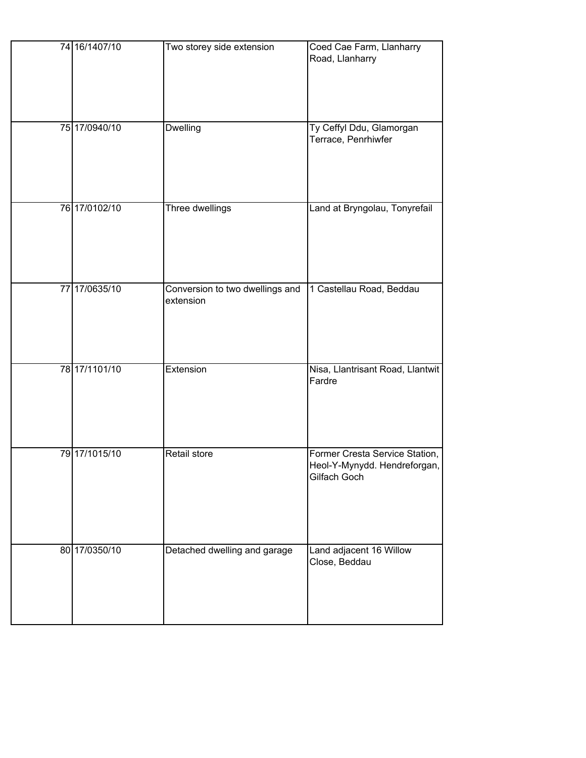| | | | |
|---|---|---|---|
| 74 | 16/1407/10 | Two storey side extension | Coed Cae Farm, Llanharry Road, Llanharry |
| 75 | 17/0940/10 | Dwelling | Ty Ceffyl Ddu, Glamorgan Terrace, Penrhiwfer |
| 76 | 17/0102/10 | Three dwellings | Land at Bryngolau, Tonyrefail |
| 77 | 17/0635/10 | Conversion to two dwellings and extension | 1 Castellau Road, Beddau |
| 78 | 17/1101/10 | Extension | Nisa, Llantrisant Road, Llantwit Fardre |
| 79 | 17/1015/10 | Retail store | Former Cresta Service Station, Heol-Y-Mynydd. Hendreforgan, Gilfach Goch |
| 80 | 17/0350/10 | Detached dwelling and garage | Land adjacent 16 Willow Close, Beddau |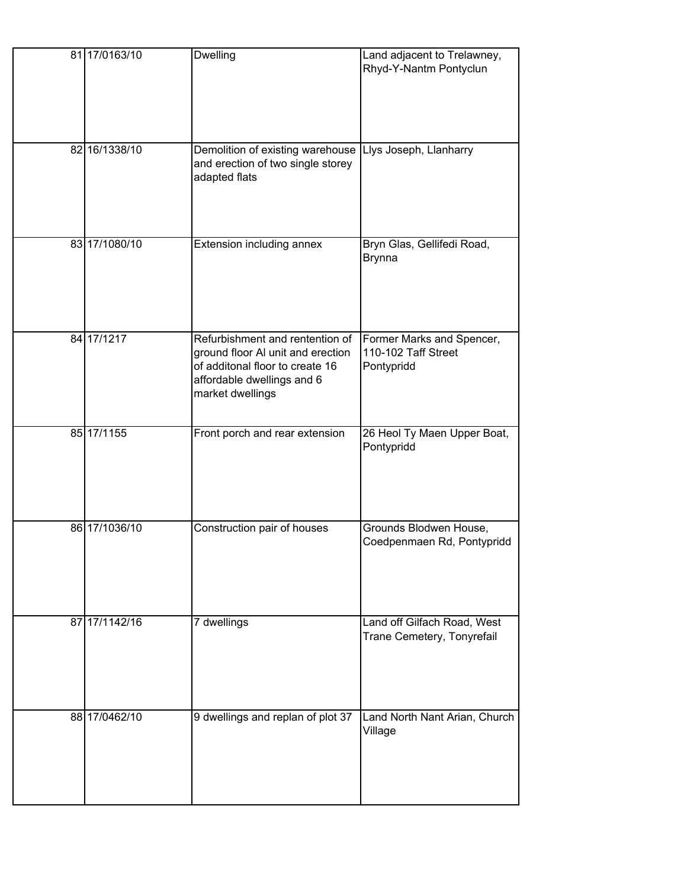| | | | |
|---|---|---|---|
| 81 | 17/0163/10 | Dwelling | Land adjacent to Trelawney, Rhyd-Y-Nantm Pontyclun |
| 82 | 16/1338/10 | Demolition of existing warehouse and erection of two single storey adapted flats | Llys Joseph, Llanharry |
| 83 | 17/1080/10 | Extension including annex | Bryn Glas, Gellifedi Road, Brynna |
| 84 | 17/1217 | Refurbishment and rentention of ground floor Al unit and erection of additonal floor to create 16 affordable dwellings and 6 market dwellings | Former Marks and Spencer, 110-102 Taff Street Pontypridd |
| 85 | 17/1155 | Front porch and rear extension | 26 Heol Ty Maen Upper Boat, Pontypridd |
| 86 | 17/1036/10 | Construction pair of houses | Grounds Blodwen House, Coedpenmaen Rd, Pontypridd |
| 87 | 17/1142/16 | 7 dwellings | Land off Gilfach Road, West Trane Cemetery, Tonyrefail |
| 88 | 17/0462/10 | 9 dwellings and replan of plot 37 | Land North Nant Arian, Church Village |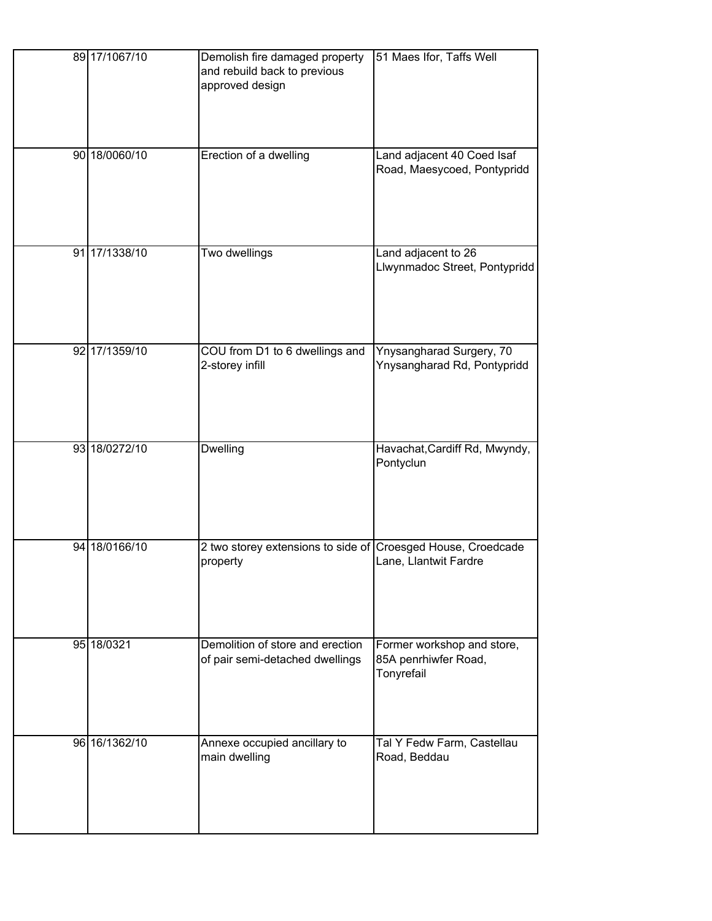| | | | |
|---|---|---|---|
| 89 | 17/1067/10 | Demolish fire damaged property and rebuild back to previous approved design | 51 Maes Ifor, Taffs Well |
| 90 | 18/0060/10 | Erection of a dwelling | Land adjacent 40 Coed Isaf Road, Maesycoed, Pontypridd |
| 91 | 17/1338/10 | Two dwellings | Land adjacent to 26 Llwynmadoc Street, Pontypridd |
| 92 | 17/1359/10 | COU from D1 to 6 dwellings and 2-storey infill | Ynysangharad Surgery, 70 Ynysangharad Rd, Pontypridd |
| 93 | 18/0272/10 | Dwelling | Havachat,Cardiff Rd, Mwyndy, Pontyclun |
| 94 | 18/0166/10 | 2 two storey extensions to side of property | Croesged House, Croedcade Lane, Llantwit Fardre |
| 95 | 18/0321 | Demolition of store and erection of pair semi-detached dwellings | Former workshop and store, 85A penrhiwfer Road, Tonyrefail |
| 96 | 16/1362/10 | Annexe occupied ancillary to main dwelling | Tal Y Fedw Farm, Castellau Road, Beddau |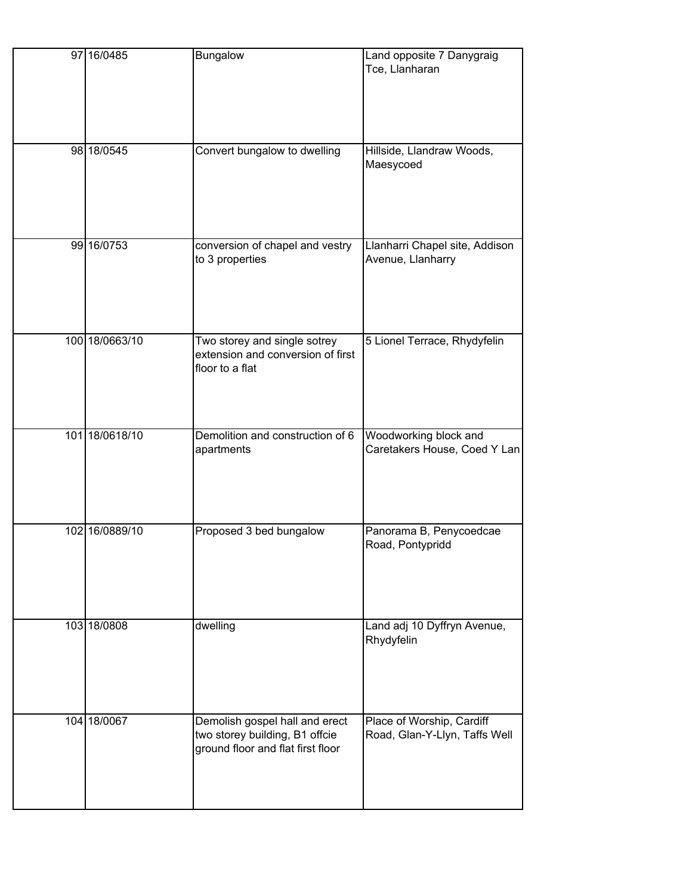| | | | |
|---|---|---|---|
| 97 | 16/0485 | Bungalow | Land opposite 7 Danygraig Tce, Llanharan |
| 98 | 18/0545 | Convert bungalow to dwelling | Hillside, Llandraw Woods, Maesycoed |
| 99 | 16/0753 | conversion of chapel and vestry to 3 properties | Llanharri Chapel site, Addison Avenue, Llanharry |
| 100 | 18/0663/10 | Two storey and single sotrey extension and conversion of first floor to a flat | 5 Lionel Terrace, Rhydyfelin |
| 101 | 18/0618/10 | Demolition and construction of 6 apartments | Woodworking block and Caretakers House, Coed Y Lan |
| 102 | 16/0889/10 | Proposed 3 bed bungalow | Panorama B, Penycoedcae Road, Pontypridd |
| 103 | 18/0808 | dwelling | Land adj 10 Dyffryn Avenue, Rhydyfelin |
| 104 | 18/0067 | Demolish gospel hall and erect two storey building, B1 offcie ground floor and flat first floor | Place of Worship, Cardiff Road, Glan-Y-Llyn, Taffs Well |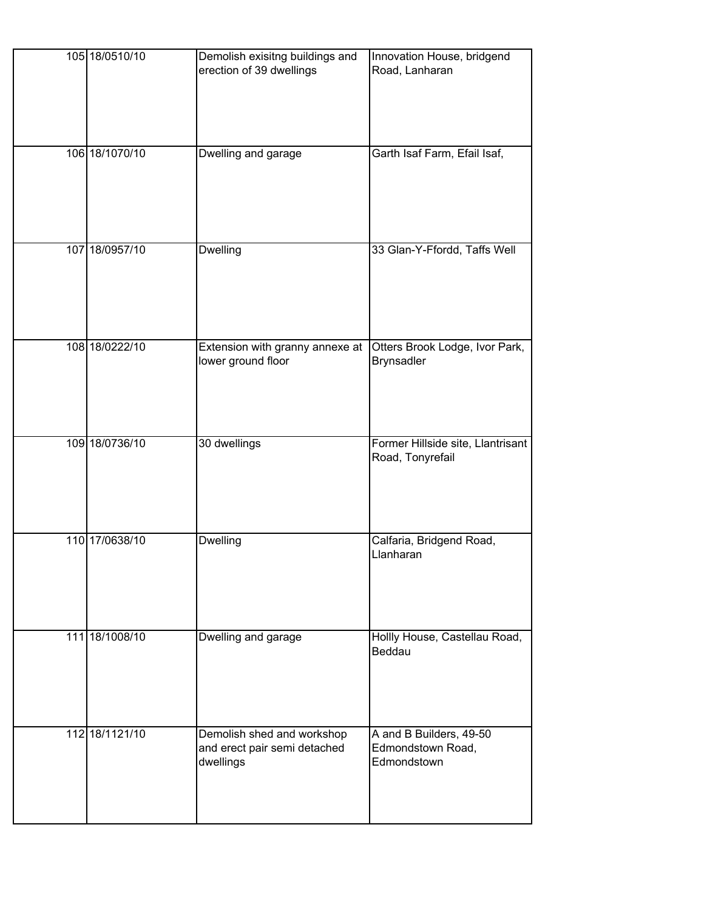| | | | |
|---|---|---|---|
| 105 | 18/0510/10 | Demolish exisitng buildings and erection of 39 dwellings | Innovation House, bridgend Road, Lanharan |
| 106 | 18/1070/10 | Dwelling and garage | Garth Isaf Farm, Efail Isaf, |
| 107 | 18/0957/10 | Dwelling | 33 Glan-Y-Ffordd, Taffs Well |
| 108 | 18/0222/10 | Extension with granny annexe at lower ground floor | Otters Brook Lodge, Ivor Park, Brynsadler |
| 109 | 18/0736/10 | 30 dwellings | Former Hillside site, Llantrisant Road, Tonyrefail |
| 110 | 17/0638/10 | Dwelling | Calfaria, Bridgend Road, Llanharan |
| 111 | 18/1008/10 | Dwelling and garage | Hollly House, Castellau Road, Beddau |
| 112 | 18/1121/10 | Demolish shed and workshop and erect pair semi detached dwellings | A and B Builders, 49-50 Edmondstown Road, Edmondstown |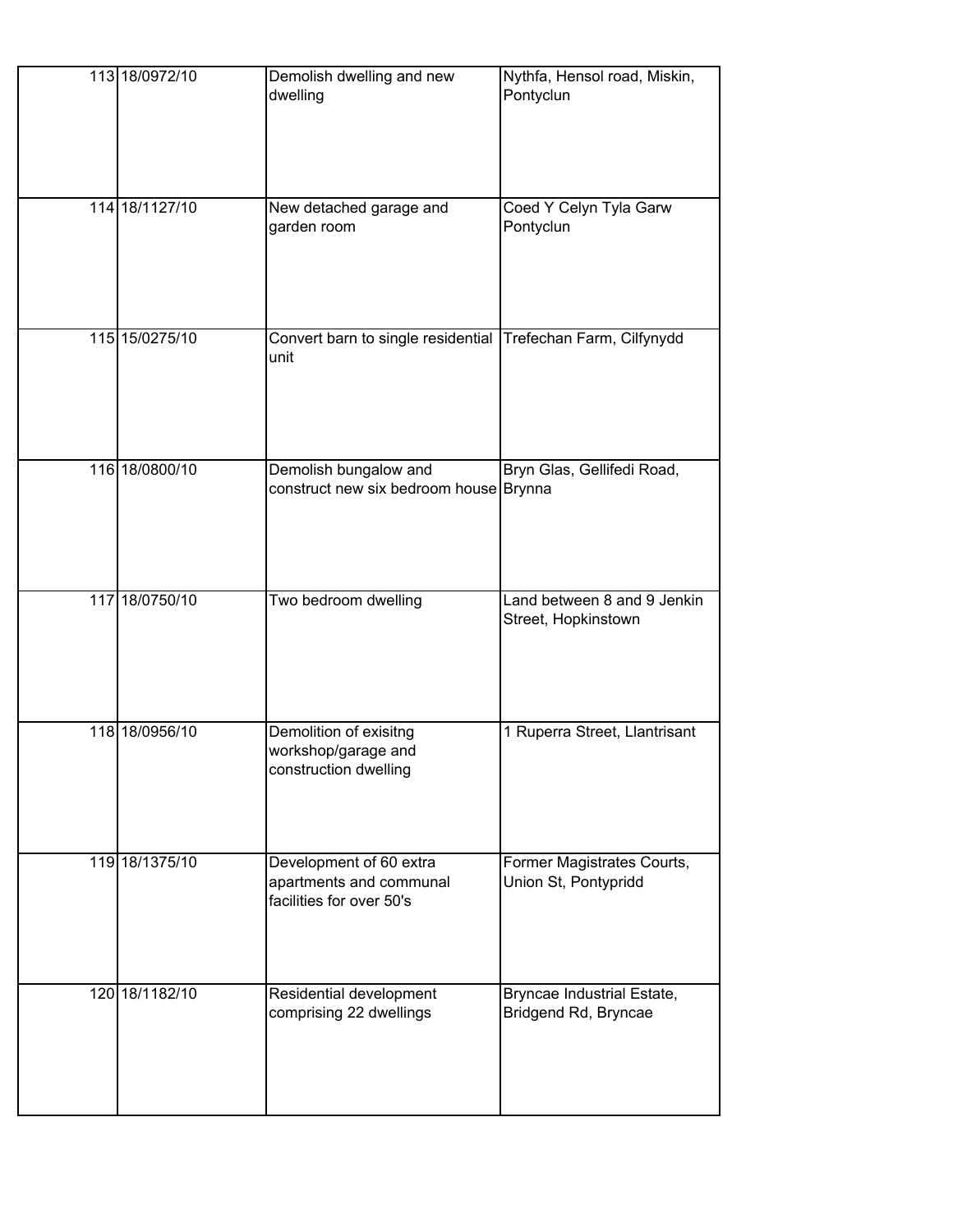| | | | |
|---|---|---|---|
| 113 | 18/0972/10 | Demolish dwelling and new dwelling | Nythfa, Hensol road, Miskin, Pontyclun |
| 114 | 18/1127/10 | New detached garage and garden room | Coed Y Celyn Tyla Garw Pontyclun |
| 115 | 15/0275/10 | Convert barn to single residential unit | Trefechan Farm, Cilfynydd |
| 116 | 18/0800/10 | Demolish bungalow and construct new six bedroom house | Bryn Glas, Gellifedi Road, Brynna |
| 117 | 18/0750/10 | Two bedroom dwelling | Land between 8 and 9 Jenkin Street, Hopkinstown |
| 118 | 18/0956/10 | Demolition of exisitng workshop/garage and construction dwelling | 1 Ruperra Street, Llantrisant |
| 119 | 18/1375/10 | Development of 60 extra apartments and communal facilities for over 50's | Former Magistrates Courts, Union St, Pontypridd |
| 120 | 18/1182/10 | Residential development comprising 22 dwellings | Bryncae Industrial Estate, Bridgend Rd, Bryncae |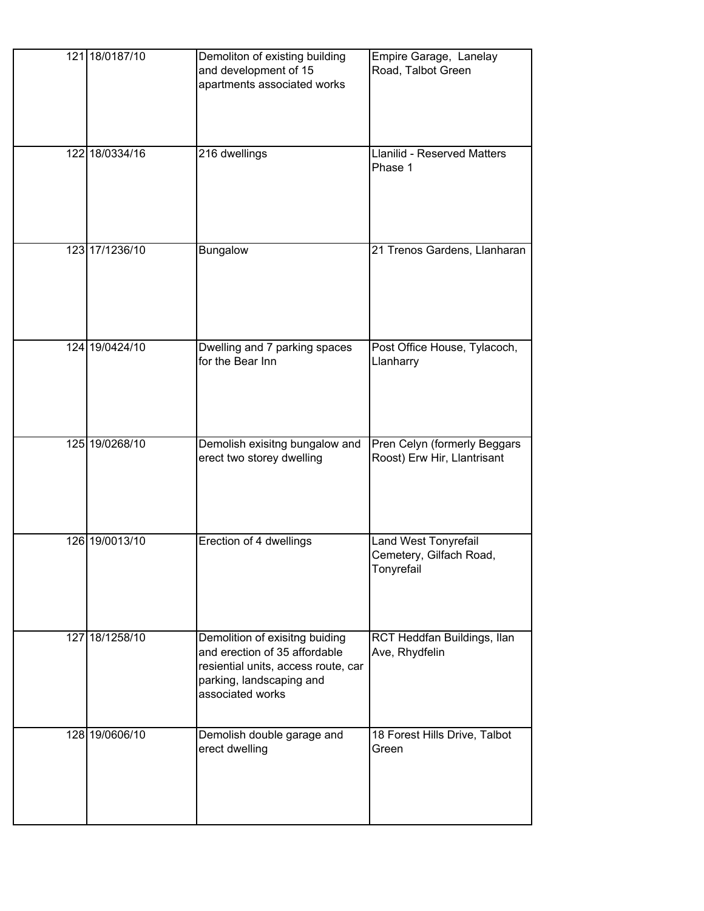| | | | |
|---|---|---|---|
| 121 | 18/0187/10 | Demoliton of existing building and development of 15 apartments associated works | Empire Garage, Lanelay Road, Talbot Green |
| 122 | 18/0334/16 | 216 dwellings | Llanilid - Reserved Matters Phase 1 |
| 123 | 17/1236/10 | Bungalow | 21 Trenos Gardens, Llanharan |
| 124 | 19/0424/10 | Dwelling and 7 parking spaces for the Bear Inn | Post Office House, Tylacoch, Llanharry |
| 125 | 19/0268/10 | Demolish exisitng bungalow and erect two storey dwelling | Pren Celyn (formerly Beggars Roost) Erw Hir, Llantrisant |
| 126 | 19/0013/10 | Erection of 4 dwellings | Land West Tonyrefail Cemetery, Gilfach Road, Tonyrefail |
| 127 | 18/1258/10 | Demolition of exisitng buiding and erection of 35 affordable resiential units, access route, car parking, landscaping and associated works | RCT Heddfan Buildings, llan Ave, Rhydfelin |
| 128 | 19/0606/10 | Demolish double garage and erect dwelling | 18 Forest Hills Drive, Talbot Green |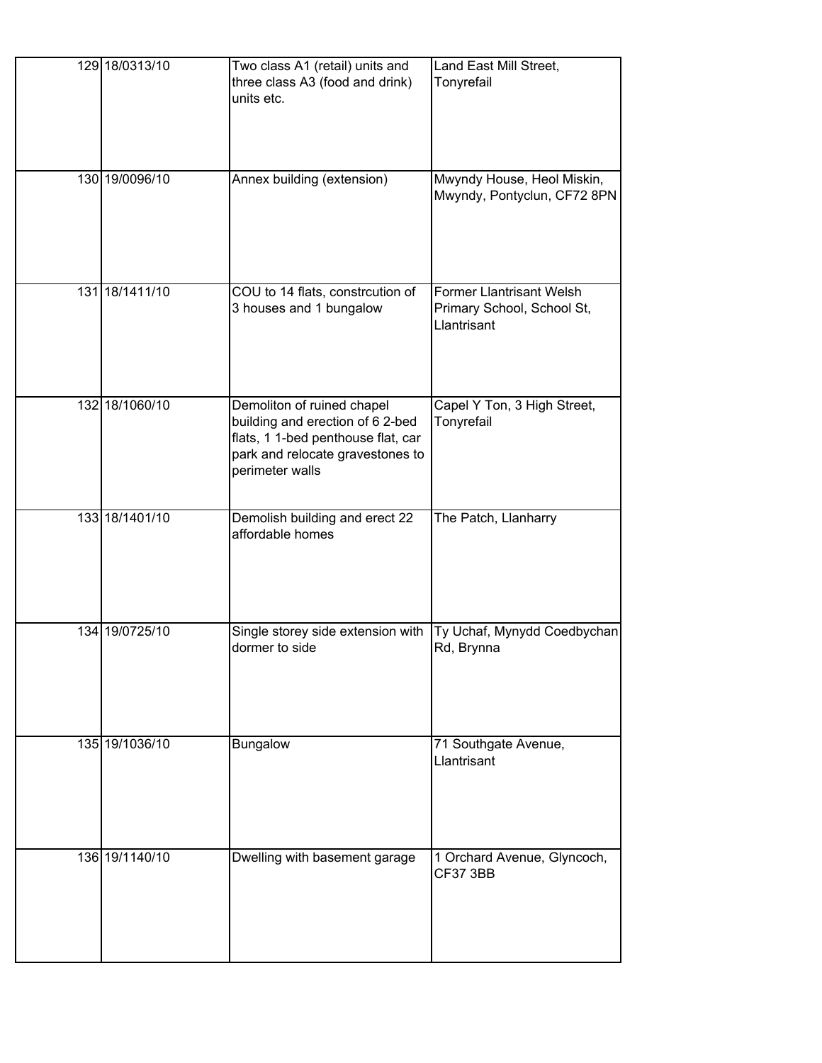| | | | |
|---|---|---|---|
| 129 | 18/0313/10 | Two class A1 (retail) units and three class A3 (food and drink) units etc. | Land East Mill Street, Tonyrefail |
| 130 | 19/0096/10 | Annex building (extension) | Mwyndy House, Heol Miskin, Mwyndy, Pontyclun, CF72 8PN |
| 131 | 18/1411/10 | COU to 14 flats, constrcution of 3 houses and 1 bungalow | Former Llantrisant Welsh Primary School, School St, Llantrisant |
| 132 | 18/1060/10 | Demoliton of ruined chapel building and erection of 6 2-bed flats, 1 1-bed penthouse flat, car park and relocate gravestones to perimeter walls | Capel Y Ton, 3 High Street, Tonyrefail |
| 133 | 18/1401/10 | Demolish building and erect 22 affordable homes | The Patch, Llanharry |
| 134 | 19/0725/10 | Single storey side extension with dormer to side | Ty Uchaf, Mynydd Coedbychan Rd, Brynna |
| 135 | 19/1036/10 | Bungalow | 71 Southgate Avenue, Llantrisant |
| 136 | 19/1140/10 | Dwelling with basement garage | 1 Orchard Avenue, Glyncoch, CF37 3BB |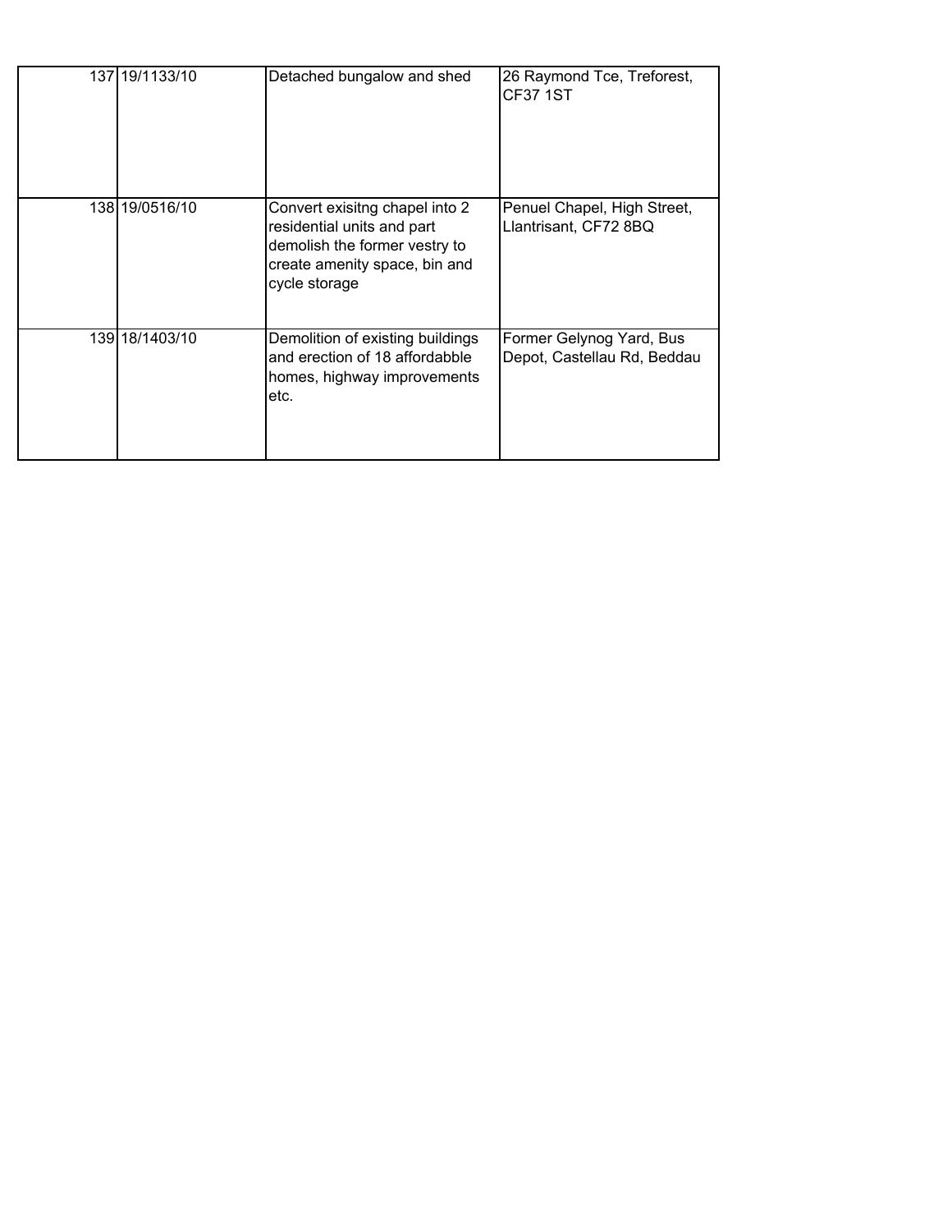| | | | |
|---|---|---|---|
| 137 | 19/1133/10 | Detached bungalow and shed | 26 Raymond Tce, Treforest, CF37 1ST |
| 138 | 19/0516/10 | Convert exisitng chapel into 2 residential units and part demolish the former vestry to create amenity space, bin and cycle storage | Penuel Chapel, High Street, Llantrisant, CF72 8BQ |
| 139 | 18/1403/10 | Demolition of existing buildings and erection of 18 affordabble homes, highway improvements etc. | Former Gelynog Yard, Bus Depot, Castellau Rd, Beddau |